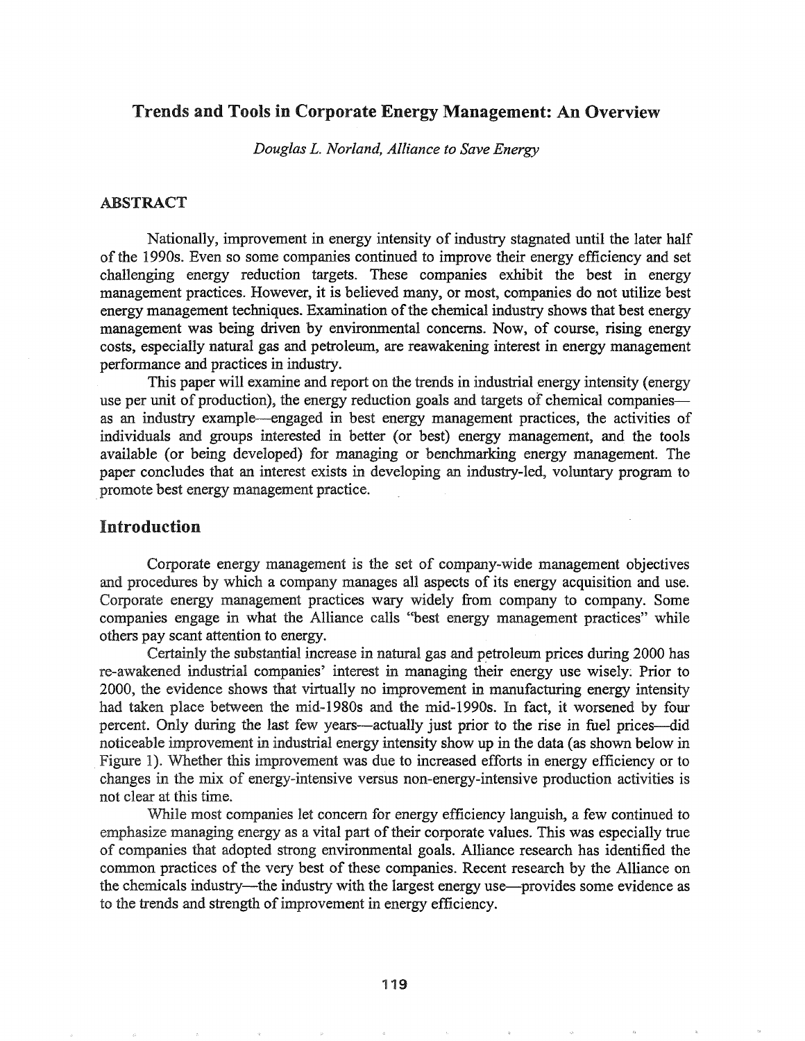# Trends and Tools in Corporate Energy Management: An Overview

*Douglas L. Norland, Alliance to Save Energy*

## ABSTRACT

Nationally, improvement in energy intensity of industry stagnated until the later half of the 1990s. Even so some companies continued to improve their energy efficiency and set challenging energy reduction targets. These companies exhibit the best in energy management practices. However, it is believed many, or most, companies do not utilize best energy management techniques. Examination of the chemical industry shows that best energy management was being driven by environmental concerns. Now, of course, rising energy costs, especially natural gas and petroleum, are reawakening interest in energy management performance and practices in industry.

This paper will examine and report on the trends in industrial energy intensity (energy use per unit of production), the energy reduction goals and targets of chemical companies—as an industry example—engaged in best energy management practices, the activities of individuals and groups interested in better (or best) energy management, and the tools available (or being developed) for managing or benchmarking energy management. The paper concludes that an interest exists in developing an industry-led, voluntary program to promote best energy management practice.

## Introduction

Corporate energy management is the set of company-wide management objectives and procedures by which a company manages all aspects of its energy acquisition and use. Corporate energy management practices wary widely from company to company. Some companies engage in what the Alliance calls "best energy management practices" while others pay scant attention to energy.

Certainly the substantial increase in natural gas and petroleum prices during 2000 has re-awakened industrial companies' interest in managing their energy use wisely. Prior to 2000, the evidence shows that virtually no improvement in manufacturing energy intensity had taken place between the mid-1980s and the mid-1990s. In fact, it worsened by four percent. Only during the last few years—actually just prior to the rise in fuel prices—did noticeable improvement in industrial energy intensity show up in the data (as shown below in Figure 1). Whether this improvement was due to increased efforts in energy efficiency or to changes in the mix of energy-intensive versus non-energy-intensive production activities is not clear at this time.

While most companies let concern for energy efficiency languish, a few continued to emphasize managing energy as a vital part of their corporate values. This was especially true of companies that adopted strong environmental goals. Alliance research has identified the common practices of the very best of these companies. Recent research by the Alliance on the chemicals industry—the industry with the largest energy use—provides some evidence as to the trends and strength of improvement in energy efficiency.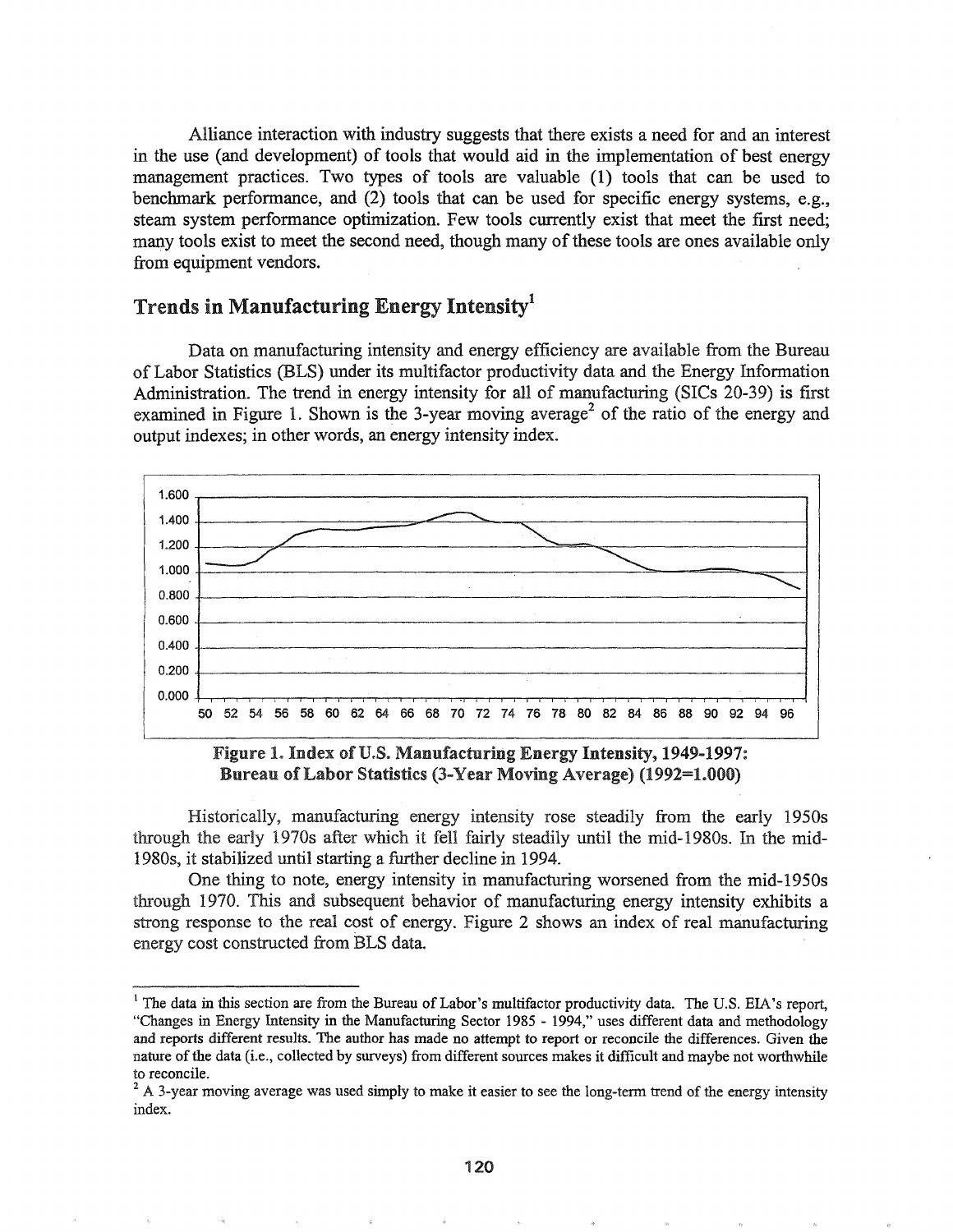Alliance interaction with industry suggests that there exists a need for and an interest in the use (and development) of tools that would aid in the implementation of best energy management practices. Two types of tools are valuable (1) tools that can be used to benchmark performance, and (2) tools that can be used for specific energy systems, e.g., steam system performance optimization. Few tools currently exist that meet the first need; many tools exist to meet the second need, though many of these tools are ones available only from equipment vendors.

## Trends in Manufacturing Energy Intensity[1]

Data on manufacturing intensity and energy efficiency are available from the Bureau of Labor Statistics (BLS) under its multifactor productivity data and the Energy Information Administration. The trend in energy intensity for all of manufacturing (SICs 20-39) is first examined in Figure 1. Shown is the 3-year moving average[2] of the ratio of the energy and output indexes; in other words, an energy intensity index.

**Figure 1. Index of U.S. Manufacturing Energy Intensity, 1949-1997: Bureau of Labor Statistics (3-Year Moving Average) (1992=1.000)**

Historically, manufacturing energy intensity rose steadily from the early 1950s through the early 1970s after which it fell fairly steadily until the mid-1980s. In the mid-1980s, it stabilized until starting a further decline in 1994.

One thing to note, energy intensity in manufacturing worsened from the mid-1950s through 1970. This and subsequent behavior of manufacturing energy intensity exhibits a strong response to the real cost of energy. Figure 2 shows an index of real manufacturing energy cost constructed from BLS data.

---

[1] The data in this section are from the Bureau of Labor's multifactor productivity data. The U.S. EIA's report, "Changes in Energy Intensity in the Manufacturing Sector 1985 - 1994," uses different data and methodology and reports different results. The author has made no attempt to report or reconcile the differences. Given the nature of the data (i.e., collected by surveys) from different sources makes it difficult and maybe not worthwhile to reconcile.

[2] A 3-year moving average was used simply to make it easier to see the long-term trend of the energy intensity index.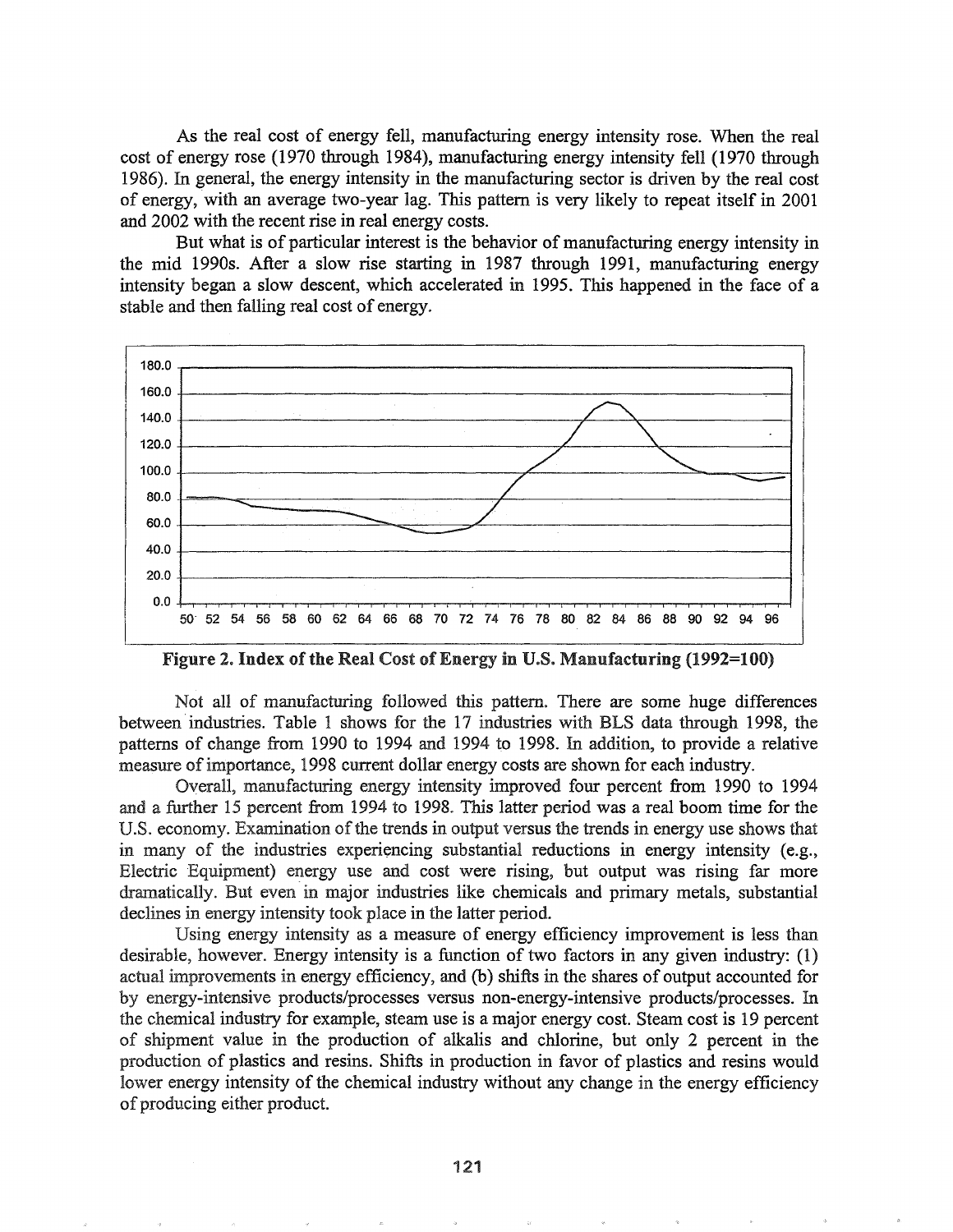As the real cost of energy fell, manufacturing energy intensity rose. When the real cost of energy rose (1970 through 1984), manufacturing energy intensity fell (1970 through 1986). In general, the energy intensity in the manufacturing sector is driven by the real cost of energy, with an average two-year lag. This pattern is very likely to repeat itself in 2001 and 2002 with the recent rise in real energy costs.

But what is of particular interest is the behavior of manufacturing energy intensity in the mid 1990s. After a slow rise starting in 1987 through 1991, manufacturing energy intensity began a slow descent, which accelerated in 1995. This happened in the face of a stable and then falling real cost of energy.

**Figure 2. Index of the Real Cost of Energy in U.S. Manufacturing (1992=100)**

Not all of manufacturing followed this pattern. There are some huge differences between industries. Table 1 shows for the 17 industries with BLS data through 1998, the patterns of change from 1990 to 1994 and 1994 to 1998. In addition, to provide a relative measure of importance, 1998 current dollar energy costs are shown for each industry.

Overall, manufacturing energy intensity improved four percent from 1990 to 1994 and a further 15 percent from 1994 to 1998. This latter period was a real boom time for the U.S. economy. Examination of the trends in output versus the trends in energy use shows that in many of the industries experiencing substantial reductions in energy intensity (e.g., Electric Equipment) energy use and cost were rising, but output was rising far more dramatically. But even in major industries like chemicals and primary metals, substantial declines in energy intensity took place in the latter period.

Using energy intensity as a measure of energy efficiency improvement is less than desirable, however. Energy intensity is a function of two factors in any given industry: (1) actual improvements in energy efficiency, and (b) shifts in the shares of output accounted for by energy-intensive products/processes versus non-energy-intensive products/processes. In the chemical industry for example, steam use is a major energy cost. Steam cost is 19 percent of shipment value in the production of alkalis and chlorine, but only 2 percent in the production of plastics and resins. Shifts in production in favor of plastics and resins would lower energy intensity of the chemical industry without any change in the energy efficiency of producing either product.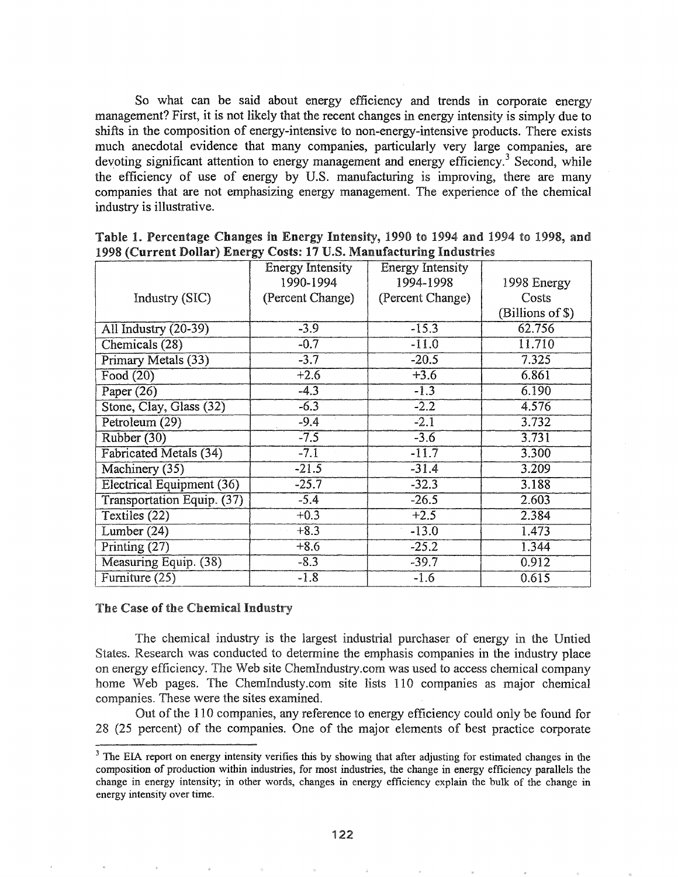So what can be said about energy efficiency and trends in corporate energy management? First, it is not likely that the recent changes in energy intensity is simply due to shifts in the composition of energy-intensive to non-energy-intensive products. There exists much anecdotal evidence that many companies, particularly very large companies, are devoting significant attention to energy management and energy efficiency.[3] Second, while the efficiency of use of energy by U.S. manufacturing is improving, there are many companies that are not emphasizing energy management. The experience of the chemical industry is illustrative.

**Table 1. Percentage Changes in Energy Intensity, 1990 to 1994 and 1994 to 1998, and 1998 (Current Dollar) Energy Costs: 17 U.S. Manufacturing Industries**

| Industry (SIC) | Energy Intensity 1990-1994 (Percent Change) | Energy Intensity 1994-1998 (Percent Change) | 1998 Energy Costs (Billions of $) |
|---|---|---|---|
| All Industry (20-39) | -3.9 | -15.3 | 62.756 |
| Chemicals (28) | -0.7 | -11.0 | 11.710 |
| Primary Metals (33) | -3.7 | -20.5 | 7.325 |
| Food (20) | +2.6 | +3.6 | 6.861 |
| Paper (26) | -4.3 | -1.3 | 6.190 |
| Stone, Clay, Glass (32) | -6.3 | -2.2 | 4.576 |
| Petroleum (29) | -9.4 | -2.1 | 3.732 |
| Rubber (30) | -7.5 | -3.6 | 3.731 |
| Fabricated Metals (34) | -7.1 | -11.7 | 3.300 |
| Machinery (35) | -21.5 | -31.4 | 3.209 |
| Electrical Equipment (36) | -25.7 | -32.3 | 3.188 |
| Transportation Equip. (37) | -5.4 | -26.5 | 2.603 |
| Textiles (22) | +0.3 | +2.5 | 2.384 |
| Lumber (24) | +8.3 | -13.0 | 1.473 |
| Printing (27) | +8.6 | -25.2 | 1.344 |
| Measuring Equip. (38) | -8.3 | -39.7 | 0.912 |
| Furniture (25) | -1.8 | -1.6 | 0.615 |

## The Case of the Chemical Industry

The chemical industry is the largest industrial purchaser of energy in the Untied States. Research was conducted to determine the emphasis companies in the industry place on energy efficiency. The Web site ChemIndustry.com was used to access chemical company home Web pages. The ChemIndusty.com site lists 110 companies as major chemical companies. These were the sites examined.

Out of the 110 companies, any reference to energy efficiency could only be found for 28 (25 percent) of the companies. One of the major elements of best practice corporate

---

[3] The EIA report on energy intensity verifies this by showing that after adjusting for estimated changes in the composition of production within industries, for most industries, the change in energy efficiency parallels the change in energy intensity; in other words, changes in energy efficiency explain the bulk of the change in energy intensity over time.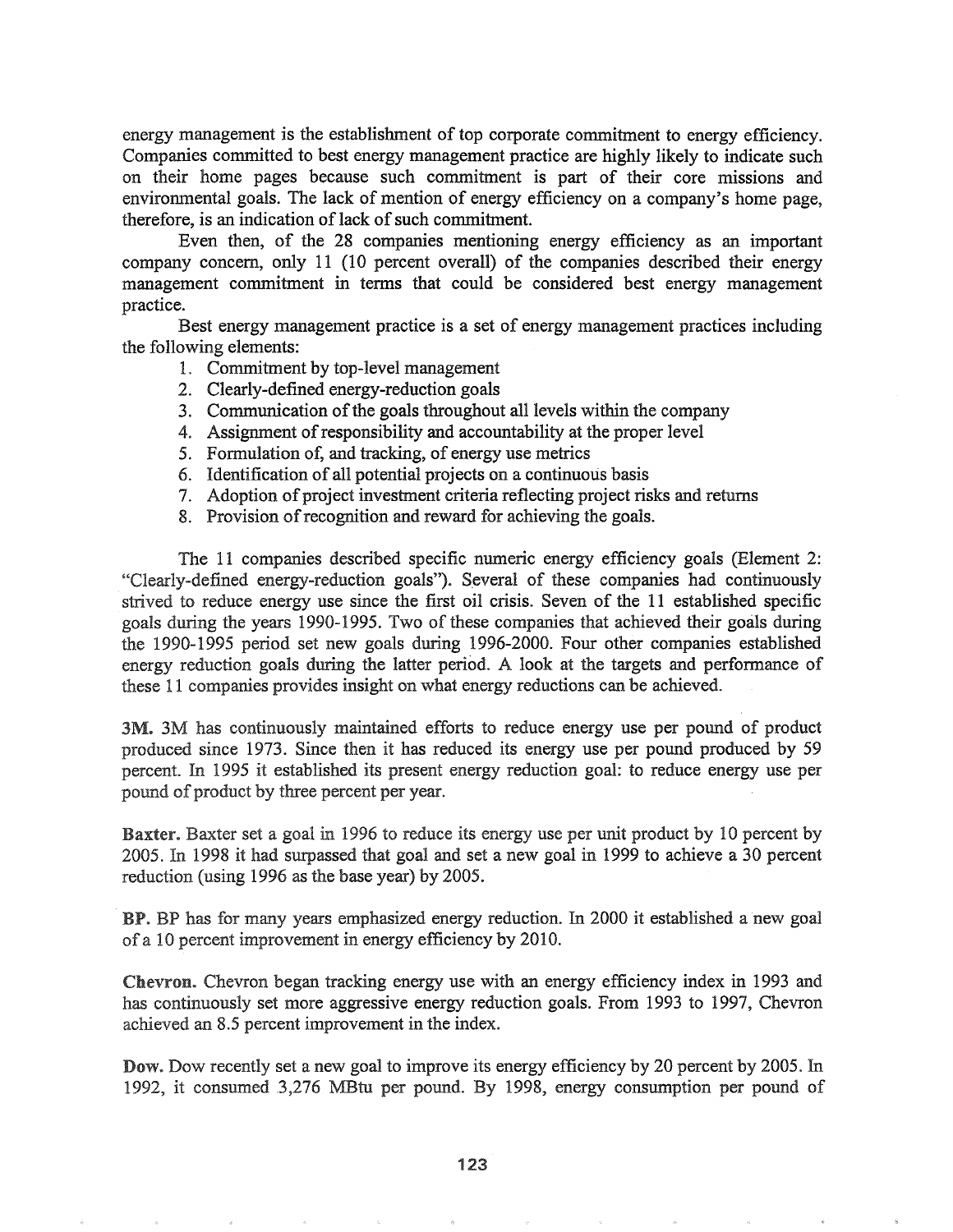energy management is the establishment of top corporate commitment to energy efficiency. Companies committed to best energy management practice are highly likely to indicate such on their home pages because such commitment is part of their core missions and environmental goals. The lack of mention of energy efficiency on a company's home page, therefore, is an indication of lack of such commitment.

Even then, of the 28 companies mentioning energy efficiency as an important company concern, only 11 (10 percent overall) of the companies described their energy management commitment in terms that could be considered best energy management practice.

Best energy management practice is a set of energy management practices including the following elements:

1. Commitment by top-level management
2. Clearly-defined energy-reduction goals
3. Communication of the goals throughout all levels within the company
4. Assignment of responsibility and accountability at the proper level
5. Formulation of, and tracking, of energy use metrics
6. Identification of all potential projects on a continuous basis
7. Adoption of project investment criteria reflecting project risks and returns
8. Provision of recognition and reward for achieving the goals.

The 11 companies described specific numeric energy efficiency goals (Element 2: "Clearly-defined energy-reduction goals"). Several of these companies had continuously strived to reduce energy use since the first oil crisis. Seven of the 11 established specific goals during the years 1990-1995. Two of these companies that achieved their goals during the 1990-1995 period set new goals during 1996-2000. Four other companies established energy reduction goals during the latter period. A look at the targets and performance of these 11 companies provides insight on what energy reductions can be achieved.

**3M.** 3M has continuously maintained efforts to reduce energy use per pound of product produced since 1973. Since then it has reduced its energy use per pound produced by 59 percent. In 1995 it established its present energy reduction goal: to reduce energy use per pound of product by three percent per year.

**Baxter.** Baxter set a goal in 1996 to reduce its energy use per unit product by 10 percent by 2005. In 1998 it had surpassed that goal and set a new goal in 1999 to achieve a 30 percent reduction (using 1996 as the base year) by 2005.

**BP.** BP has for many years emphasized energy reduction. In 2000 it established a new goal of a 10 percent improvement in energy efficiency by 2010.

**Chevron.** Chevron began tracking energy use with an energy efficiency index in 1993 and has continuously set more aggressive energy reduction goals. From 1993 to 1997, Chevron achieved an 8.5 percent improvement in the index.

**Dow.** Dow recently set a new goal to improve its energy efficiency by 20 percent by 2005. In 1992, it consumed 3,276 MBtu per pound. By 1998, energy consumption per pound of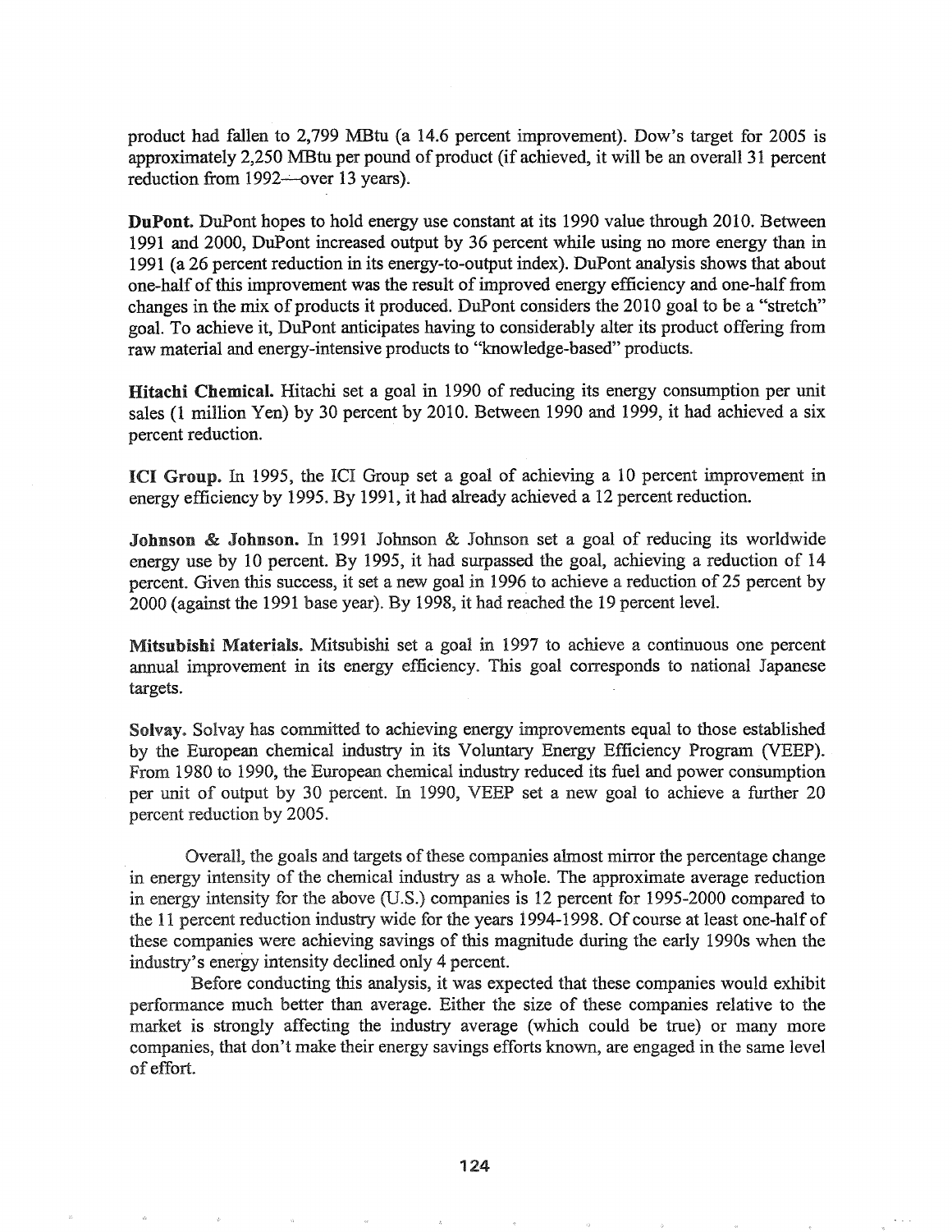product had fallen to 2,799 MBtu (a 14.6 percent improvement). Dow's target for 2005 is approximately 2,250 MBtu per pound of product (if achieved, it will be an overall 31 percent reduction from 1992—over 13 years).

**DuPont.** DuPont hopes to hold energy use constant at its 1990 value through 2010. Between 1991 and 2000, DuPont increased output by 36 percent while using no more energy than in 1991 (a 26 percent reduction in its energy-to-output index). DuPont analysis shows that about one-half of this improvement was the result of improved energy efficiency and one-half from changes in the mix of products it produced. DuPont considers the 2010 goal to be a "stretch" goal. To achieve it, DuPont anticipates having to considerably alter its product offering from raw material and energy-intensive products to "knowledge-based" products.

**Hitachi Chemical.** Hitachi set a goal in 1990 of reducing its energy consumption per unit sales (1 million Yen) by 30 percent by 2010. Between 1990 and 1999, it had achieved a six percent reduction.

**ICI Group.** In 1995, the ICI Group set a goal of achieving a 10 percent improvement in energy efficiency by 1995. By 1991, it had already achieved a 12 percent reduction.

**Johnson & Johnson.** In 1991 Johnson & Johnson set a goal of reducing its worldwide energy use by 10 percent. By 1995, it had surpassed the goal, achieving a reduction of 14 percent. Given this success, it set a new goal in 1996 to achieve a reduction of 25 percent by 2000 (against the 1991 base year). By 1998, it had reached the 19 percent level.

**Mitsubishi Materials.** Mitsubishi set a goal in 1997 to achieve a continuous one percent annual improvement in its energy efficiency. This goal corresponds to national Japanese targets.

**Solvay.** Solvay has committed to achieving energy improvements equal to those established by the European chemical industry in its Voluntary Energy Efficiency Program (VEEP). From 1980 to 1990, the European chemical industry reduced its fuel and power consumption per unit of output by 30 percent. In 1990, VEEP set a new goal to achieve a further 20 percent reduction by 2005.

Overall, the goals and targets of these companies almost mirror the percentage change in energy intensity of the chemical industry as a whole. The approximate average reduction in energy intensity for the above (U.S.) companies is 12 percent for 1995-2000 compared to the 11 percent reduction industry wide for the years 1994-1998. Of course at least one-half of these companies were achieving savings of this magnitude during the early 1990s when the industry's energy intensity declined only 4 percent.

Before conducting this analysis, it was expected that these companies would exhibit performance much better than average. Either the size of these companies relative to the market is strongly affecting the industry average (which could be true) or many more companies, that don't make their energy savings efforts known, are engaged in the same level of effort.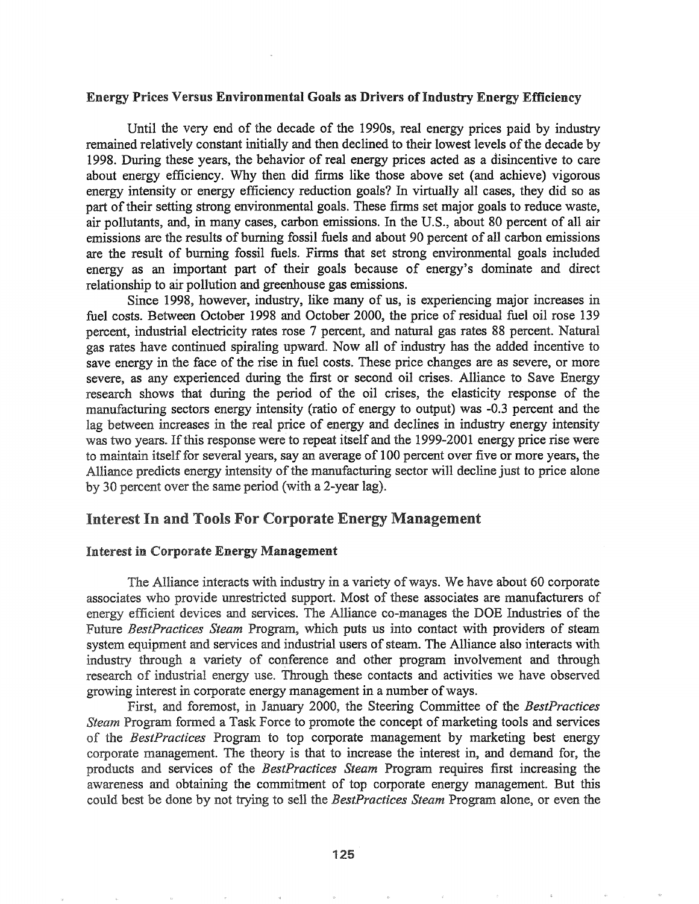**Energy Prices Versus Environmental Goals as Drivers of Industry Energy Efficiency**

Until the very end of the decade of the 1990s, real energy prices paid by industry remained relatively constant initially and then declined to their lowest levels of the decade by 1998. During these years, the behavior of real energy prices acted as a disincentive to care about energy efficiency. Why then did firms like those above set (and achieve) vigorous energy intensity or energy efficiency reduction goals? In virtually all cases, they did so as part of their setting strong environmental goals. These firms set major goals to reduce waste, air pollutants, and, in many cases, carbon emissions. In the U.S., about 80 percent of all air emissions are the results of burning fossil fuels and about 90 percent of all carbon emissions are the result of burning fossil fuels. Firms that set strong environmental goals included energy as an important part of their goals because of energy's dominate and direct relationship to air pollution and greenhouse gas emissions.

Since 1998, however, industry, like many of us, is experiencing major increases in fuel costs. Between October 1998 and October 2000, the price of residual fuel oil rose 139 percent, industrial electricity rates rose 7 percent, and natural gas rates 88 percent. Natural gas rates have continued spiraling upward. Now all of industry has the added incentive to save energy in the face of the rise in fuel costs. These price changes are as severe, or more severe, as any experienced during the first or second oil crises. Alliance to Save Energy research shows that during the period of the oil crises, the elasticity response of the manufacturing sectors energy intensity (ratio of energy to output) was -0.3 percent and the lag between increases in the real price of energy and declines in industry energy intensity was two years. If this response were to repeat itself and the 1999-2001 energy price rise were to maintain itself for several years, say an average of 100 percent over five or more years, the Alliance predicts energy intensity of the manufacturing sector will decline just to price alone by 30 percent over the same period (with a 2-year lag).

## Interest In and Tools For Corporate Energy Management

### Interest in Corporate Energy Management

The Alliance interacts with industry in a variety of ways. We have about 60 corporate associates who provide unrestricted support. Most of these associates are manufacturers of energy efficient devices and services. The Alliance co-manages the DOE Industries of the Future *BestPractices Steam* Program, which puts us into contact with providers of steam system equipment and services and industrial users of steam. The Alliance also interacts with industry through a variety of conference and other program involvement and through research of industrial energy use. Through these contacts and activities we have observed growing interest in corporate energy management in a number of ways.

First, and foremost, in January 2000, the Steering Committee of the *BestPractices Steam* Program formed a Task Force to promote the concept of marketing tools and services of the *BestPractices* Program to top corporate management by marketing best energy corporate management. The theory is that to increase the interest in, and demand for, the products and services of the *BestPractices Steam* Program requires first increasing the awareness and obtaining the commitment of top corporate energy management. But this could best be done by not trying to sell the *BestPractices Steam* Program alone, or even the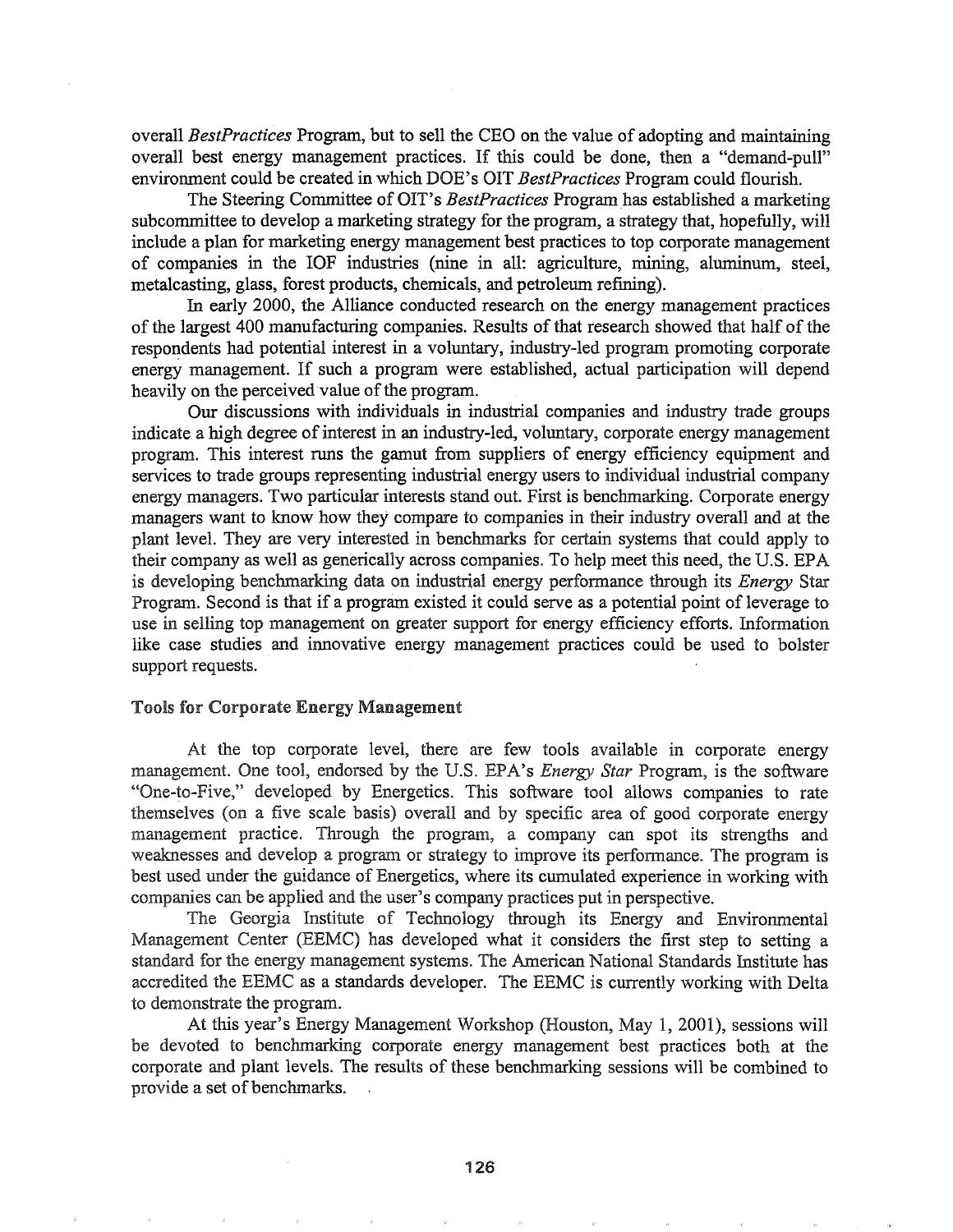overall *BestPractices* Program, but to sell the CEO on the value of adopting and maintaining overall best energy management practices. If this could be done, then a "demand-pull" environment could be created in which DOE's OIT *BestPractices* Program could flourish.

The Steering Committee of OIT's *BestPractices* Program has established a marketing subcommittee to develop a marketing strategy for the program, a strategy that, hopefully, will include a plan for marketing energy management best practices to top corporate management of companies in the IOF industries (nine in all: agriculture, mining, aluminum, steel, metalcasting, glass, forest products, chemicals, and petroleum refining).

In early 2000, the Alliance conducted research on the energy management practices of the largest 400 manufacturing companies. Results of that research showed that half of the respondents had potential interest in a voluntary, industry-led program promoting corporate energy management. If such a program were established, actual participation will depend heavily on the perceived value of the program.

Our discussions with individuals in industrial companies and industry trade groups indicate a high degree of interest in an industry-led, voluntary, corporate energy management program. This interest runs the gamut from suppliers of energy efficiency equipment and services to trade groups representing industrial energy users to individual industrial company energy managers. Two particular interests stand out. First is benchmarking. Corporate energy managers want to know how they compare to companies in their industry overall and at the plant level. They are very interested in benchmarks for certain systems that could apply to their company as well as generically across companies. To help meet this need, the U.S. EPA is developing benchmarking data on industrial energy performance through its *Energy* Star Program. Second is that if a program existed it could serve as a potential point of leverage to use in selling top management on greater support for energy efficiency efforts. Information like case studies and innovative energy management practices could be used to bolster support requests.

## Tools for Corporate Energy Management

At the top corporate level, there are few tools available in corporate energy management. One tool, endorsed by the U.S. EPA's *Energy Star* Program, is the software "One-to-Five," developed by Energetics. This software tool allows companies to rate themselves (on a five scale basis) overall and by specific area of good corporate energy management practice. Through the program, a company can spot its strengths and weaknesses and develop a program or strategy to improve its performance. The program is best used under the guidance of Energetics, where its cumulated experience in working with companies can be applied and the user's company practices put in perspective.

The Georgia Institute of Technology through its Energy and Environmental Management Center (EEMC) has developed what it considers the first step to setting a standard for the energy management systems. The American National Standards Institute has accredited the EEMC as a standards developer. The EEMC is currently working with Delta to demonstrate the program.

At this year's Energy Management Workshop (Houston, May 1, 2001), sessions will be devoted to benchmarking corporate energy management best practices both at the corporate and plant levels. The results of these benchmarking sessions will be combined to provide a set of benchmarks.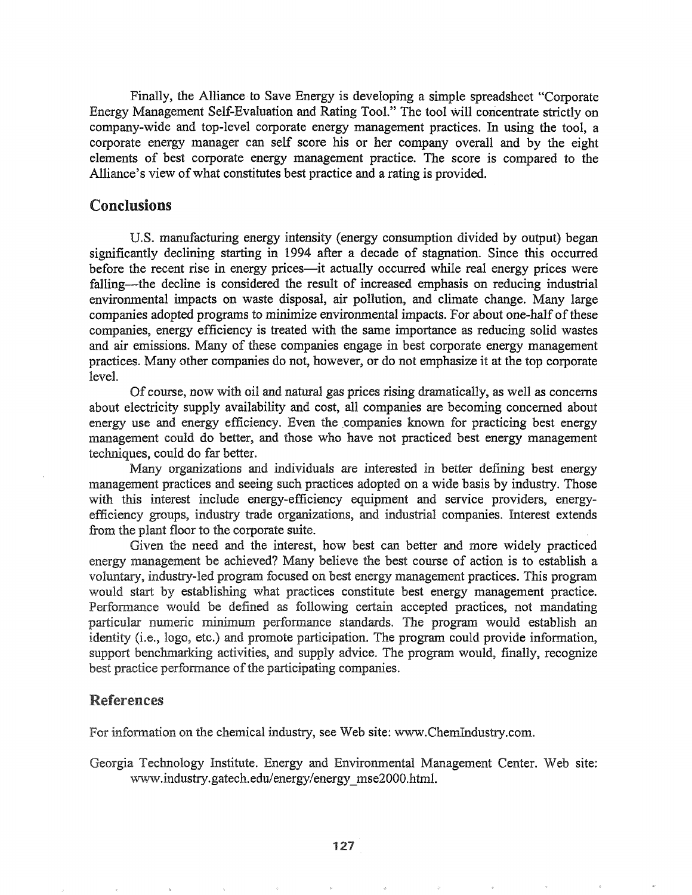Finally, the Alliance to Save Energy is developing a simple spreadsheet "Corporate Energy Management Self-Evaluation and Rating Tool." The tool will concentrate strictly on company-wide and top-level corporate energy management practices. In using the tool, a corporate energy manager can self score his or her company overall and by the eight elements of best corporate energy management practice. The score is compared to the Alliance's view of what constitutes best practice and a rating is provided.

## Conclusions

U.S. manufacturing energy intensity (energy consumption divided by output) began significantly declining starting in 1994 after a decade of stagnation. Since this occurred before the recent rise in energy prices—it actually occurred while real energy prices were falling—the decline is considered the result of increased emphasis on reducing industrial environmental impacts on waste disposal, air pollution, and climate change. Many large companies adopted programs to minimize environmental impacts. For about one-half of these companies, energy efficiency is treated with the same importance as reducing solid wastes and air emissions. Many of these companies engage in best corporate energy management practices. Many other companies do not, however, or do not emphasize it at the top corporate level.

Of course, now with oil and natural gas prices rising dramatically, as well as concerns about electricity supply availability and cost, all companies are becoming concerned about energy use and energy efficiency. Even the companies known for practicing best energy management could do better, and those who have not practiced best energy management techniques, could do far better.

Many organizations and individuals are interested in better defining best energy management practices and seeing such practices adopted on a wide basis by industry. Those with this interest include energy-efficiency equipment and service providers, energy-efficiency groups, industry trade organizations, and industrial companies. Interest extends from the plant floor to the corporate suite.

Given the need and the interest, how best can better and more widely practiced energy management be achieved? Many believe the best course of action is to establish a voluntary, industry-led program focused on best energy management practices. This program would start by establishing what practices constitute best energy management practice. Performance would be defined as following certain accepted practices, not mandating particular numeric minimum performance standards. The program would establish an identity (i.e., logo, etc.) and promote participation. The program could provide information, support benchmarking activities, and supply advice. The program would, finally, recognize best practice performance of the participating companies.

## References

For information on the chemical industry, see Web site: www.ChemIndustry.com.

Georgia Technology Institute. Energy and Environmental Management Center. Web site: www.industry.gatech.edu/energy/energy_mse2000.html.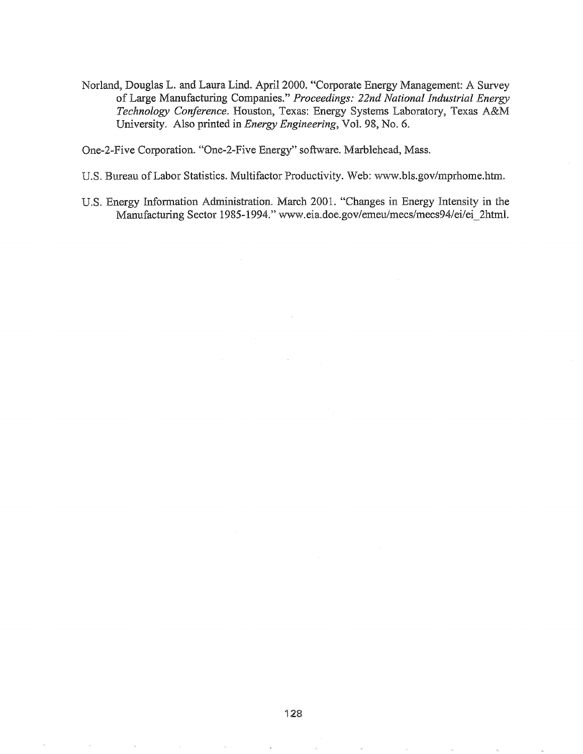Norland, Douglas L. and Laura Lind. April 2000. "Corporate Energy Management: A Survey of Large Manufacturing Companies." *Proceedings: 22nd National Industrial Energy Technology Conference*. Houston, Texas: Energy Systems Laboratory, Texas A&M University. Also printed in *Energy Engineering*, Vol. 98, No. 6.

One-2-Five Corporation. "One-2-Five Energy" software. Marblehead, Mass.

U.S. Bureau of Labor Statistics. Multifactor Productivity. Web: www.bls.gov/mprhome.htm.

U.S. Energy Information Administration. March 2001. "Changes in Energy Intensity in the Manufacturing Sector 1985-1994." www.eia.doe.gov/emeu/mecs/mecs94/ei/ei_2html.